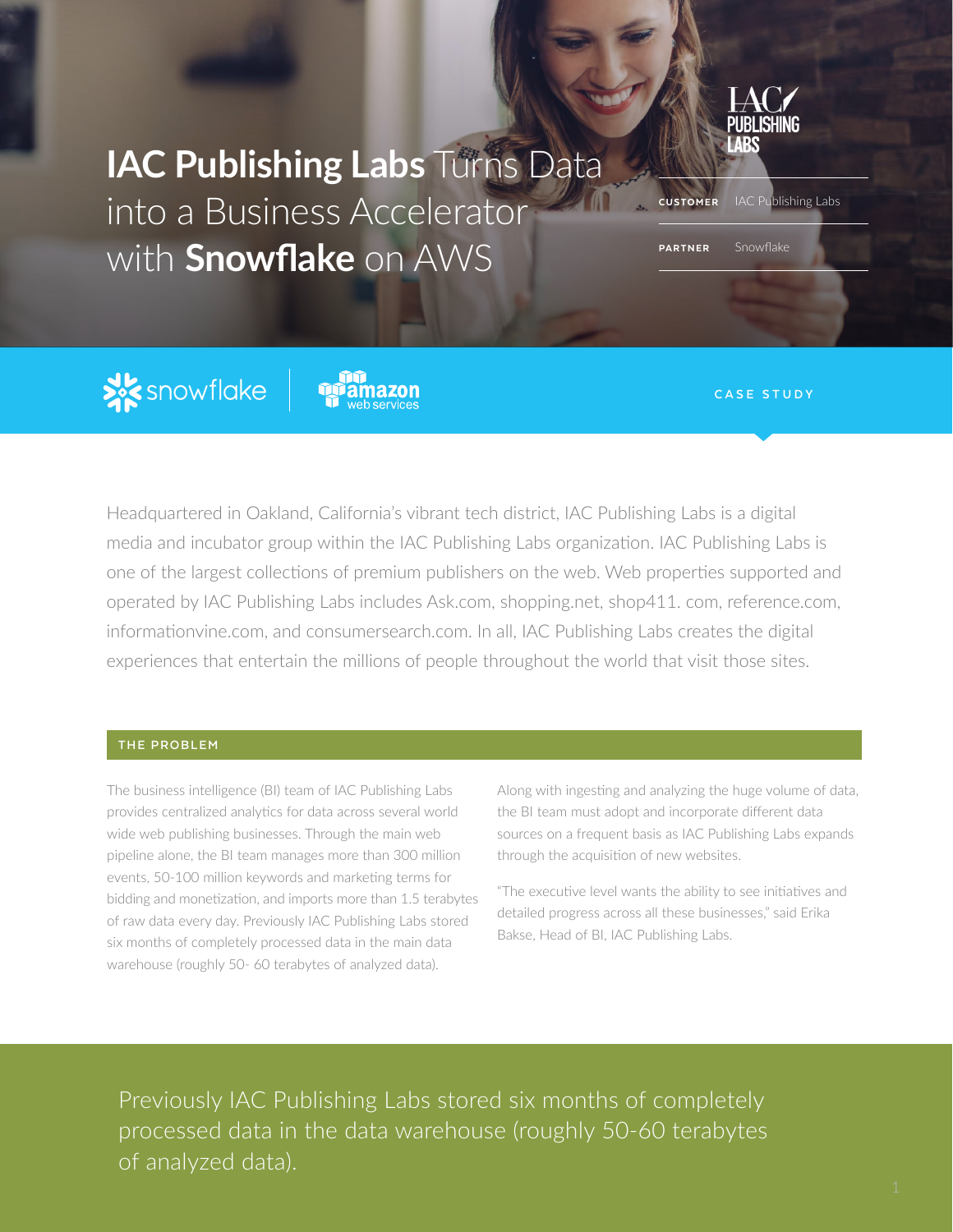# **IAC Publishing Labs** Turns Data into a Business Accelerator with **Snowflake** on AWS

**CUSTOMER** IAC Publishing Labs

**PARTNER** Snowflake

CASE STUDY

Headquartered in Oakland, California's vibrant tech district, IAC Publishing Labs is a digital media and incubator group within the IAC Publishing Labs organization. IAC Publishing Labs is one of the largest collections of premium publishers on the web. Web properties supported and operated by IAC Publishing Labs includes Ask.com, shopping.net, shop411. com, reference.com, informationvine.com, and consumersearch.com. In all, IAC Publishing Labs creates the digital experiences that entertain the millions of people throughout the world that visit those sites.

## THE PROBLEM

The business intelligence (BI) team of IAC Publishing Labs provides centralized analytics for data across several world wide web publishing businesses. Through the main web pipeline alone, the BI team manages more than 300 million events, 50-100 million keywords and marketing terms for bidding and monetization, and imports more than 1.5 terabytes of raw data every day. Previously IAC Publishing Labs stored six months of completely processed data in the main data warehouse (roughly 50- 60 terabytes of analyzed data).

Along with ingesting and analyzing the huge volume of data, the BI team must adopt and incorporate different data sources on a frequent basis as IAC Publishing Labs expands through the acquisition of new websites.

"The executive level wants the ability to see initiatives and detailed progress across all these businesses," said Erika Bakse, Head of BI, IAC Publishing Labs.

Previously IAC Publishing Labs stored six months of completely processed data in the data warehouse (roughly 50-60 terabytes of analyzed data).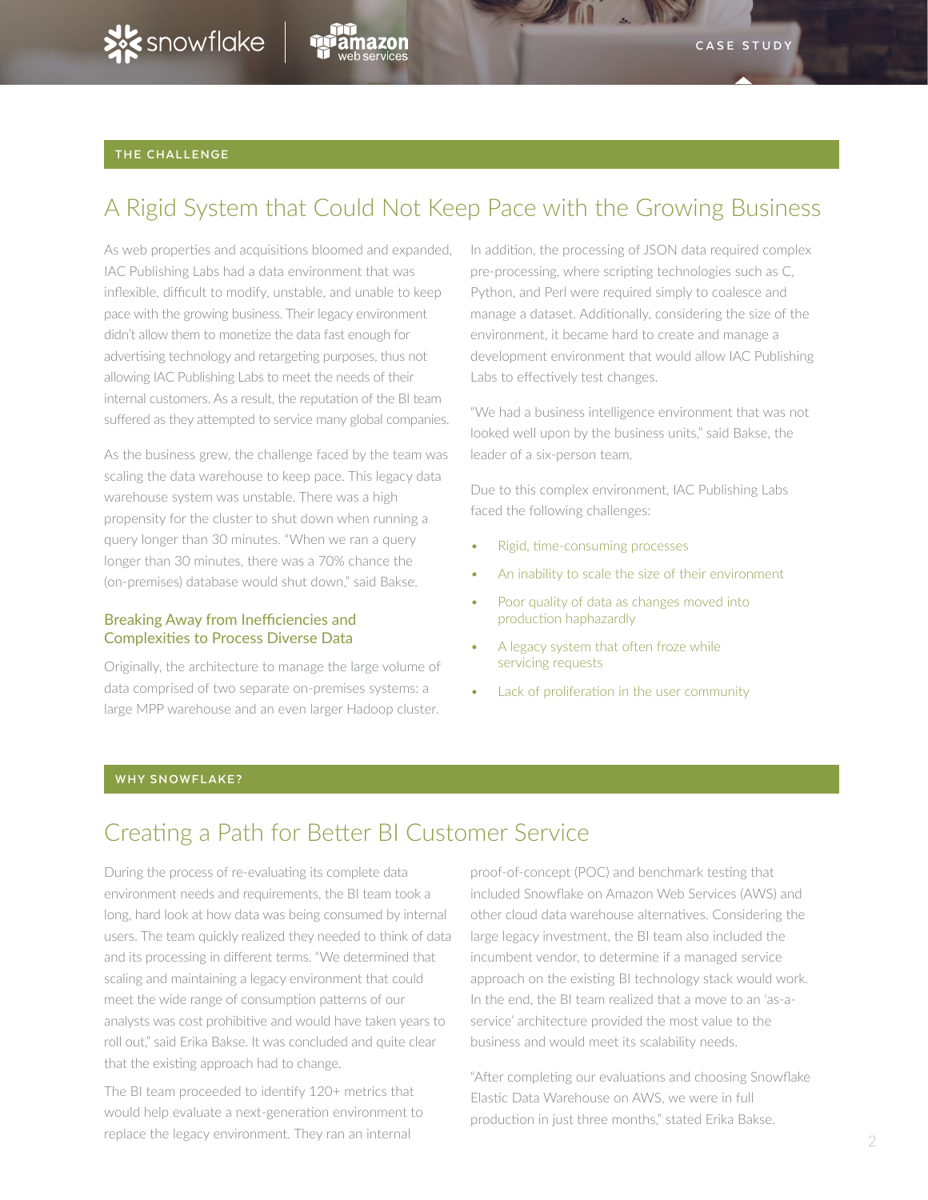## THE CHALLENGE

# A Rigid System that Could Not Keep Pace with the Growing Business

As web properties and acquisitions bloomed and expanded, IAC Publishing Labs had a data environment that was inflexible, difficult to modify, unstable, and unable to keep pace with the growing business. Their legacy environment didn't allow them to monetize the data fast enough for advertising technology and retargeting purposes, thus not allowing IAC Publishing Labs to meet the needs of their internal customers. As a result, the reputation of the BI team suffered as they attempted to service many global companies.

As the business grew, the challenge faced by the team was scaling the data warehouse to keep pace. This legacy data warehouse system was unstable. There was a high propensity for the cluster to shut down when running a query longer than 30 minutes. "When we ran a query longer than 30 minutes, there was a 70% chance the (on-premises) database would shut down," said Bakse.

### Breaking Away from Inefficiencies and Complexities to Process Diverse Data

Originally, the architecture to manage the large volume of data comprised of two separate on-premises systems: a large MPP warehouse and an even larger Hadoop cluster. In addition, the processing of JSON data required complex pre-processing, where scripting technologies such as C, Python, and Perl were required simply to coalesce and manage a dataset. Additionally, considering the size of the environment, it became hard to create and manage a development environment that would allow IAC Publishing Labs to effectively test changes.

"We had a business intelligence environment that was not looked well upon by the business units," said Bakse, the leader of a six-person team.

Due to this complex environment, IAC Publishing Labs faced the following challenges:

- Rigid, time-consuming processes
- An inability to scale the size of their environment
- Poor quality of data as changes moved into production haphazardly
- A legacy system that often froze while servicing requests
- Lack of proliferation in the user community

## WHY SNOWFLAKE?

# Creating a Path for Better BI Customer Service

During the process of re-evaluating its complete data environment needs and requirements, the BI team took a long, hard look at how data was being consumed by internal users. The team quickly realized they needed to think of data and its processing in different terms. "We determined that scaling and maintaining a legacy environment that could meet the wide range of consumption patterns of our analysts was cost prohibitive and would have taken years to roll out," said Erika Bakse. It was concluded and quite clear that the existing approach had to change.

The BI team proceeded to identify 120+ metrics that would help evaluate a next-generation environment to replace the legacy environment. They ran an internal proof-of-concept (POC) and benchmark testing that included Snowflake on Amazon Web Services (AWS) and other cloud data warehouse alternatives. Considering the large legacy investment, the BI team also included the incumbent vendor, to determine if a managed service approach on the existing BI technology stack would work. In the end, the BI team realized that a move to an 'as-a-service' architecture provided the most value to the business and would meet its scalability needs.

"After completing our evaluations and choosing Snowflake Elastic Data Warehouse on AWS, we were in full production in just three months," stated Erika Bakse.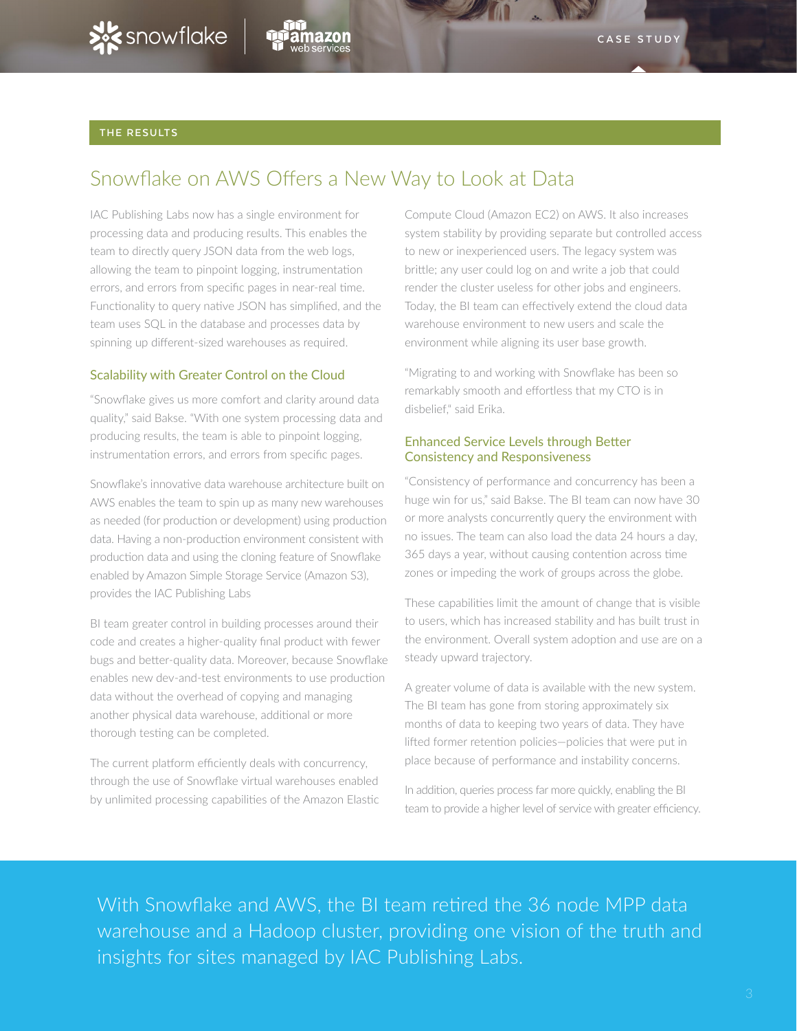THE RESULTS

# Snowflake on AWS Offers a New Way to Look at Data

IAC Publishing Labs now has a single environment for processing data and producing results. This enables the team to directly query JSON data from the web logs, allowing the team to pinpoint logging, instrumentation errors, and errors from specific pages in near-real time. Functionality to query native JSON has simplified, and the team uses SQL in the database and processes data by spinning up different-sized warehouses as required.

## Scalability with Greater Control on the Cloud

"Snowflake gives us more comfort and clarity around data quality," said Bakse. "With one system processing data and producing results, the team is able to pinpoint logging, instrumentation errors, and errors from specific pages.

Snowflake's innovative data warehouse architecture built on AWS enables the team to spin up as many new warehouses as needed (for production or development) using production data. Having a non-production environment consistent with production data and using the cloning feature of Snowflake enabled by Amazon Simple Storage Service (Amazon S3), provides the IAC Publishing Labs

BI team greater control in building processes around their code and creates a higher-quality final product with fewer bugs and better-quality data. Moreover, because Snowflake enables new dev-and-test environments to use production data without the overhead of copying and managing another physical data warehouse, additional or more thorough testing can be completed.

The current platform efficiently deals with concurrency, through the use of Snowflake virtual warehouses enabled by unlimited processing capabilities of the Amazon Elastic Compute Cloud (Amazon EC2) on AWS. It also increases system stability by providing separate but controlled access to new or inexperienced users. The legacy system was brittle; any user could log on and write a job that could render the cluster useless for other jobs and engineers. Today, the BI team can effectively extend the cloud data warehouse environment to new users and scale the environment while aligning its user base growth.

"Migrating to and working with Snowflake has been so remarkably smooth and effortless that my CTO is in disbelief," said Erika.

## Enhanced Service Levels through Better Consistency and Responsiveness

"Consistency of performance and concurrency has been a huge win for us," said Bakse. The BI team can now have 30 or more analysts concurrently query the environment with no issues. The team can also load the data 24 hours a day, 365 days a year, without causing contention across time zones or impeding the work of groups across the globe.

These capabilities limit the amount of change that is visible to users, which has increased stability and has built trust in the environment. Overall system adoption and use are on a steady upward trajectory.

A greater volume of data is available with the new system. The BI team has gone from storing approximately six months of data to keeping two years of data. They have lifted former retention policies—policies that were put in place because of performance and instability concerns.

In addition, queries process far more quickly, enabling the BI team to provide a higher level of service with greater efficiency.

With Snowflake and AWS, the BI team retired the 36 node MPP data warehouse and a Hadoop cluster, providing one vision of the truth and insights for sites managed by IAC Publishing Labs.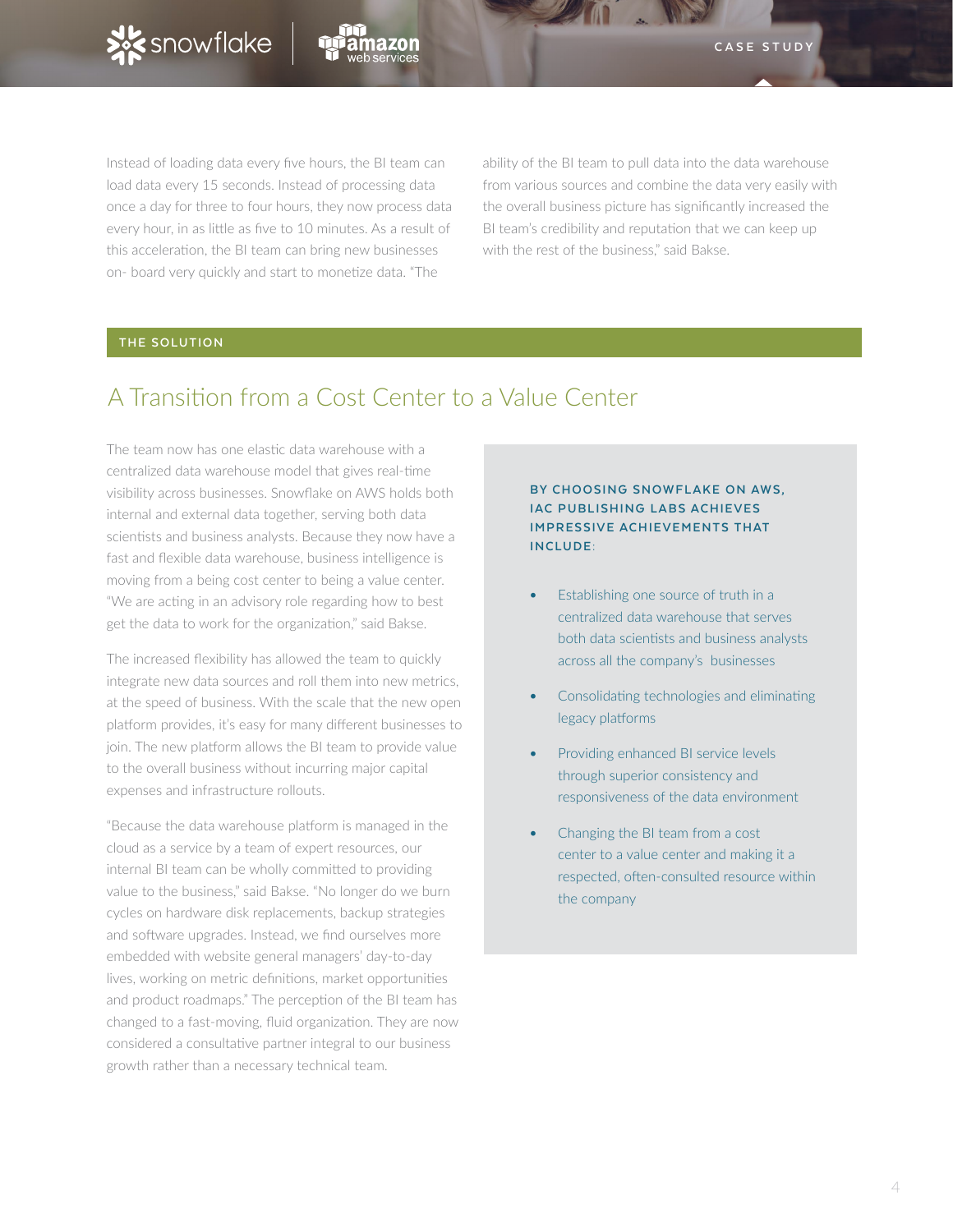Instead of loading data every five hours, the BI team can load data every 15 seconds. Instead of processing data once a day for three to four hours, they now process data every hour, in as little as five to 10 minutes. As a result of this acceleration, the BI team can bring new businesses on- board very quickly and start to monetize data. "The ability of the BI team to pull data into the data warehouse from various sources and combine the data very easily with the overall business picture has significantly increased the BI team's credibility and reputation that we can keep up with the rest of the business," said Bakse.

**THE SOLUTION**

## A Transition from a Cost Center to a Value Center

The team now has one elastic data warehouse with a centralized data warehouse model that gives real-time visibility across businesses. Snowflake on AWS holds both internal and external data together, serving both data scientists and business analysts. Because they now have a fast and flexible data warehouse, business intelligence is moving from a being cost center to being a value center. "We are acting in an advisory role regarding how to best get the data to work for the organization," said Bakse.

The increased flexibility has allowed the team to quickly integrate new data sources and roll them into new metrics, at the speed of business. With the scale that the new open platform provides, it's easy for many different businesses to join. The new platform allows the BI team to provide value to the overall business without incurring major capital expenses and infrastructure rollouts.

"Because the data warehouse platform is managed in the cloud as a service by a team of expert resources, our internal BI team can be wholly committed to providing value to the business," said Bakse. "No longer do we burn cycles on hardware disk replacements, backup strategies and software upgrades. Instead, we find ourselves more embedded with website general managers' day-to-day lives, working on metric definitions, market opportunities and product roadmaps." The perception of the BI team has changed to a fast-moving, fluid organization. They are now considered a consultative partner integral to our business growth rather than a necessary technical team.

**BY CHOOSING SNOWFLAKE ON AWS, IAC PUBLISHING LABS ACHIEVES IMPRESSIVE ACHIEVEMENTS THAT INCLUDE:**

- Establishing one source of truth in a centralized data warehouse that serves both data scientists and business analysts across all the company's businesses
- Consolidating technologies and eliminating legacy platforms
- Providing enhanced BI service levels through superior consistency and responsiveness of the data environment
- Changing the BI team from a cost center to a value center and making it a respected, often-consulted resource within the company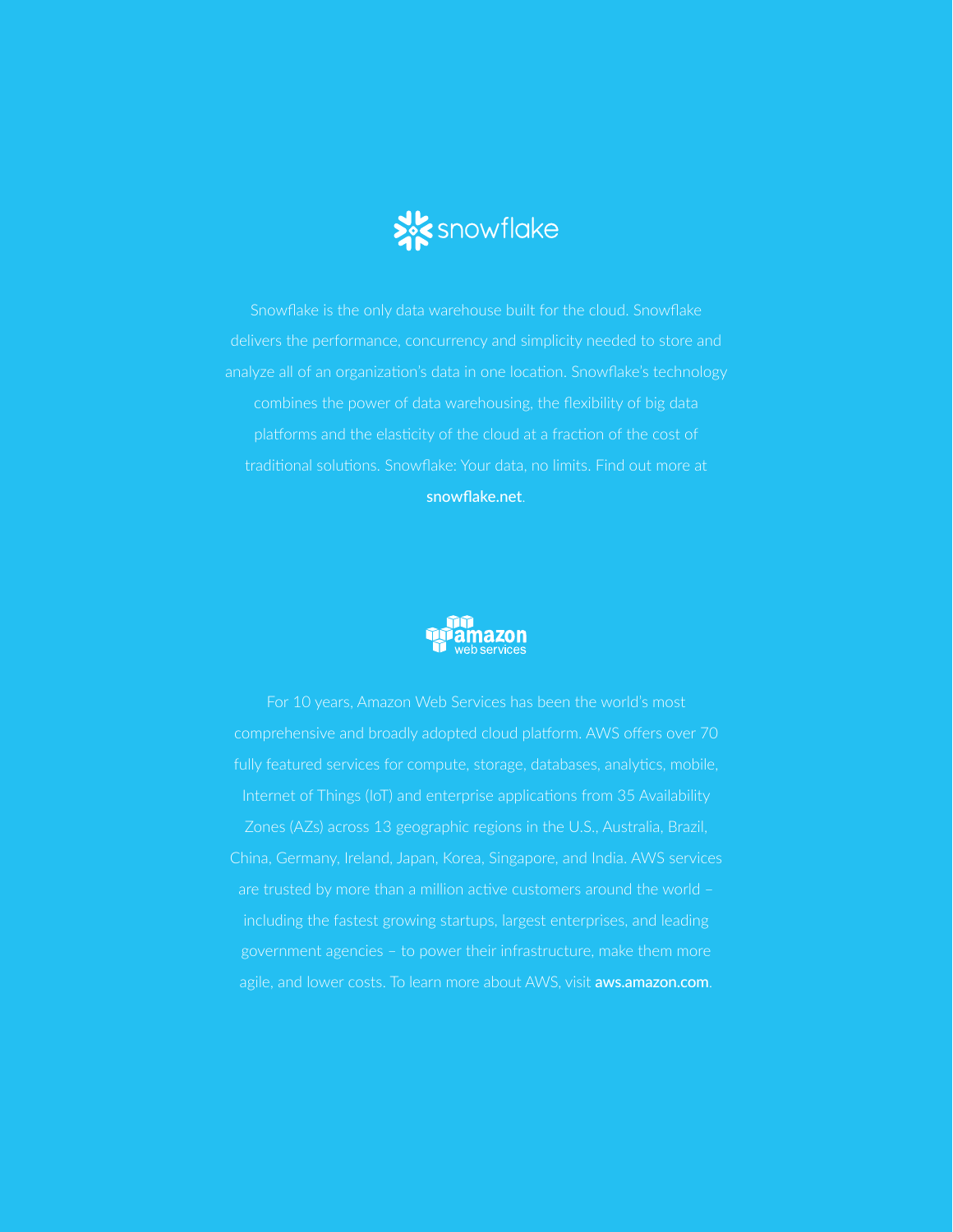snowflake

Snowflake is the only data warehouse built for the cloud. Snowflake delivers the performance, concurrency and simplicity needed to store and analyze all of an organization's data in one location. Snowflake's technology combines the power of data warehousing, the flexibility of big data platforms and the elasticity of the cloud at a fraction of the cost of traditional solutions. Snowflake: Your data, no limits. Find out more at **snowflake.net**.

amazon web services

For 10 years, Amazon Web Services has been the world's most comprehensive and broadly adopted cloud platform. AWS offers over 70 fully featured services for compute, storage, databases, analytics, mobile, Internet of Things (IoT) and enterprise applications from 35 Availability Zones (AZs) across 13 geographic regions in the U.S., Australia, Brazil, China, Germany, Ireland, Japan, Korea, Singapore, and India. AWS services are trusted by more than a million active customers around the world – including the fastest growing startups, largest enterprises, and leading government agencies – to power their infrastructure, make them more agile, and lower costs. To learn more about AWS, visit **aws.amazon.com**.